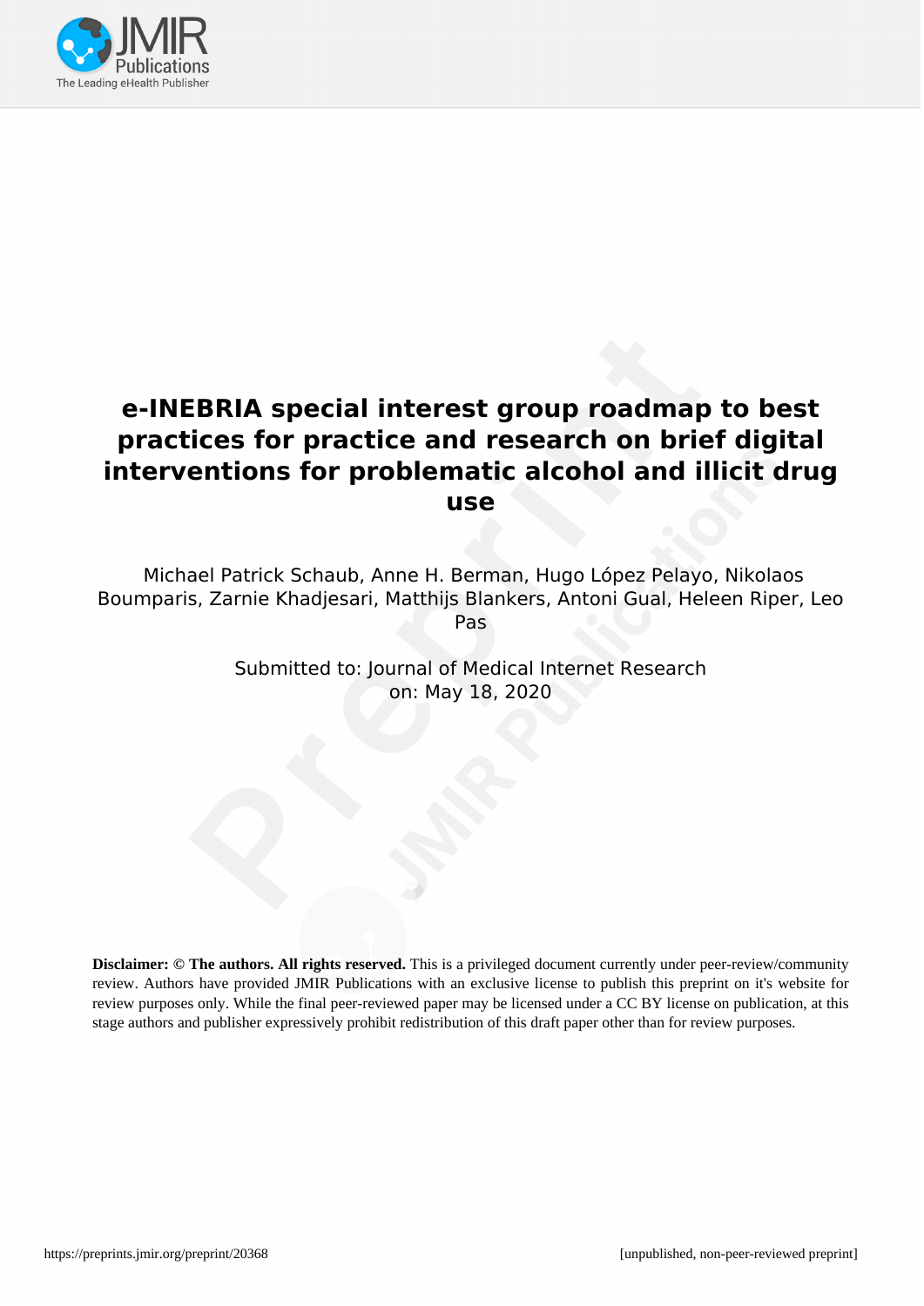# e-INEBRIA special interest group roadmap to best practices for practice and research on brief digital interventions for problematic alcohol and illicit drug use

Michael Patrick Schaub, Anne H. Berman, Hugo López Pelayo, Nikolaos Boumparis, Zarnie Khadjesari, Matthijs Blankers, Antoni Gual, Heleen Riper, Leo Pas

Submitted to: Journal of Medical Internet Research
on: May 18, 2020

**Disclaimer: © The authors. All rights reserved.** This is a privileged document currently under peer-review/community review. Authors have provided JMIR Publications with an exclusive license to publish this preprint on it's website for review purposes only. While the final peer-reviewed paper may be licensed under a CC BY license on publication, at this stage authors and publisher expressively prohibit redistribution of this draft paper other than for review purposes.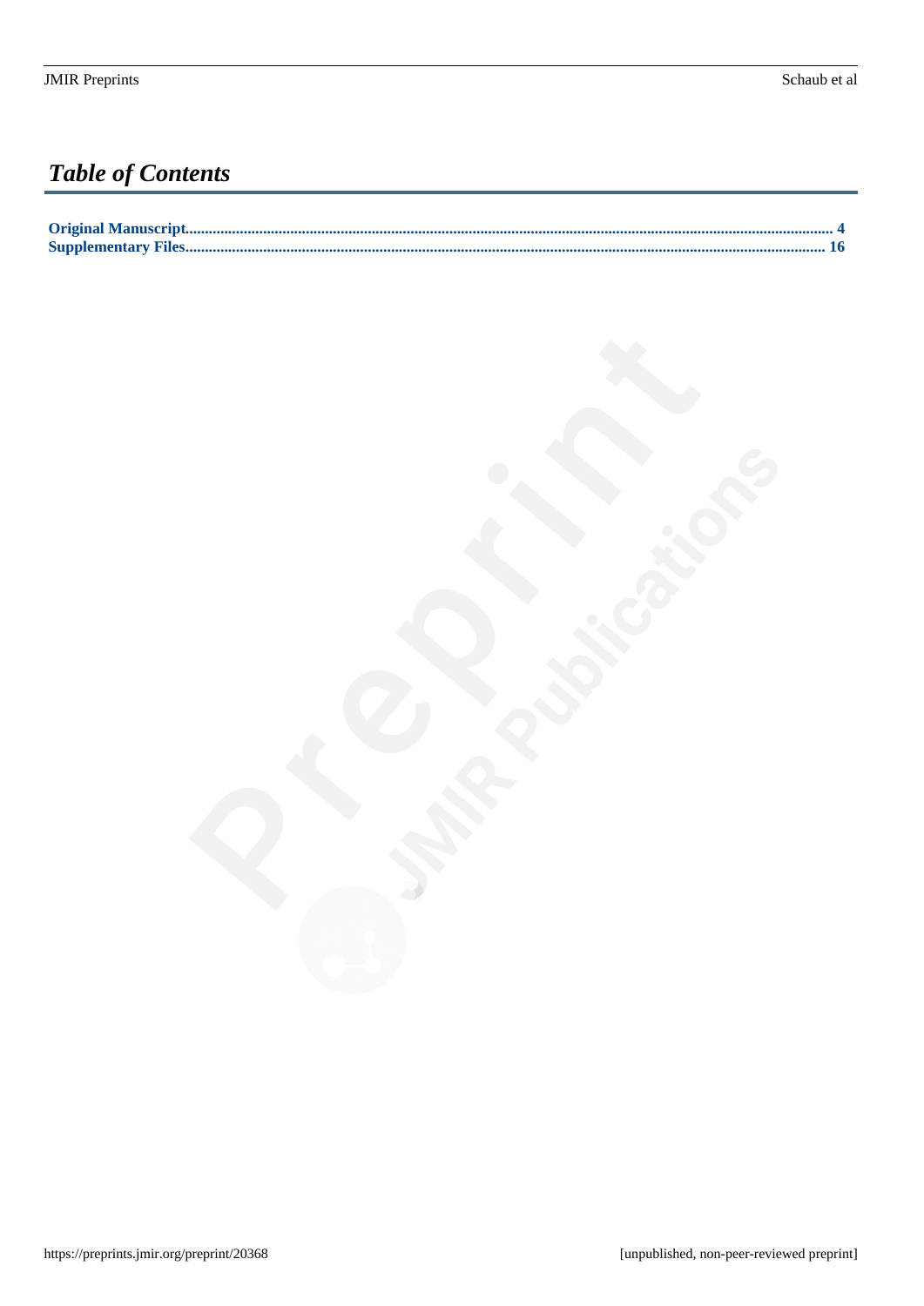# *Table of Contents*

**Original Manuscript**.................................................................................................................................................................. **4**
**Supplementary Files**................................................................................................................................................................ **16**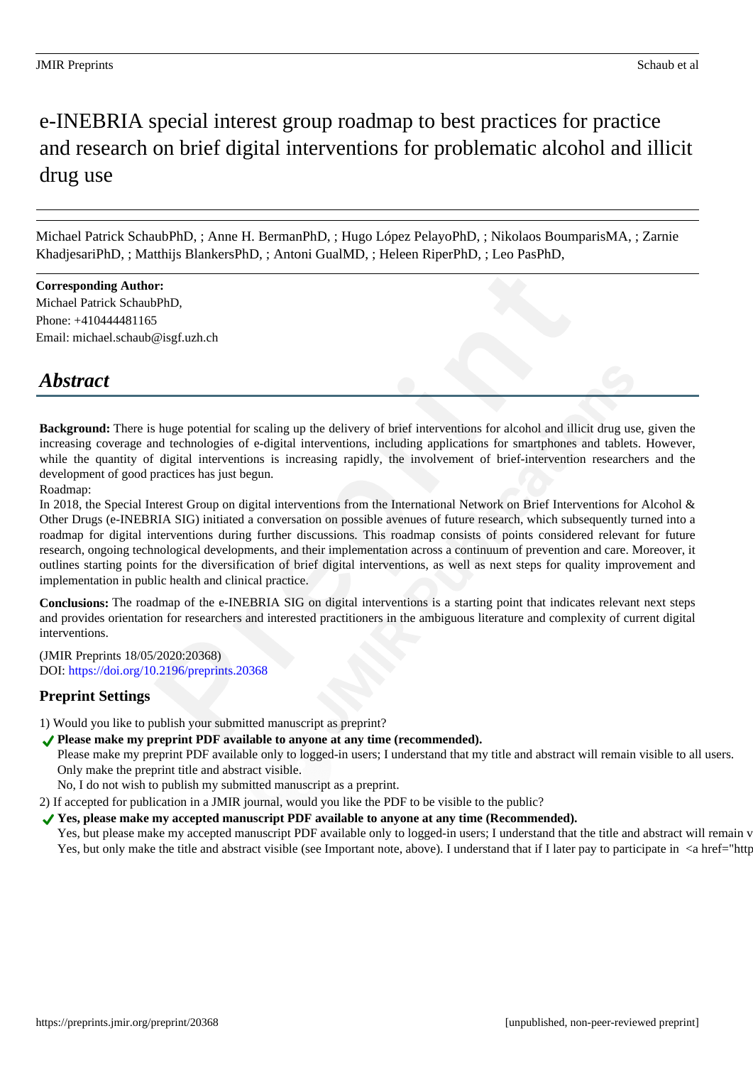# e-INEBRIA special interest group roadmap to best practices for practice and research on brief digital interventions for problematic alcohol and illicit drug use

Michael Patrick SchaubPhD, ; Anne H. BermanPhD, ; Hugo López PelayoPhD, ; Nikolaos BoumparisMA, ; Zarnie KhadjesariPhD, ; Matthijs BlankersPhD, ; Antoni GualMD, ; Heleen RiperPhD, ; Leo PasPhD,

**Corresponding Author:**
Michael Patrick SchaubPhD,
Phone: +410444481165
Email: michael.schaub@isgf.uzh.ch

## *Abstract*

**Background:** There is huge potential for scaling up the delivery of brief interventions for alcohol and illicit drug use, given the increasing coverage and technologies of e-digital interventions, including applications for smartphones and tablets. However, while the quantity of digital interventions is increasing rapidly, the involvement of brief-intervention researchers and the development of good practices has just begun.
Roadmap:
In 2018, the Special Interest Group on digital interventions from the International Network on Brief Interventions for Alcohol & Other Drugs (e-INEBRIA SIG) initiated a conversation on possible avenues of future research, which subsequently turned into a roadmap for digital interventions during further discussions. This roadmap consists of points considered relevant for future research, ongoing technological developments, and their implementation across a continuum of prevention and care. Moreover, it outlines starting points for the diversification of brief digital interventions, as well as next steps for quality improvement and implementation in public health and clinical practice.

**Conclusions:** The roadmap of the e-INEBRIA SIG on digital interventions is a starting point that indicates relevant next steps and provides orientation for researchers and interested practitioners in the ambiguous literature and complexity of current digital interventions.

(JMIR Preprints 18/05/2020:20368)
DOI: https://doi.org/10.2196/preprints.20368

### Preprint Settings

1) Would you like to publish your submitted manuscript as preprint?
✔ **Please make my preprint PDF available to anyone at any time (recommended).**
Please make my preprint PDF available only to logged-in users; I understand that my title and abstract will remain visible to all users.
Only make the preprint title and abstract visible.
No, I do not wish to publish my submitted manuscript as a preprint.
2) If accepted for publication in a JMIR journal, would you like the PDF to be visible to the public?
✔ **Yes, please make my accepted manuscript PDF available to anyone at any time (Recommended).**
Yes, but please make my accepted manuscript PDF available only to logged-in users; I understand that the title and abstract will remain v
Yes, but only make the title and abstract visible (see Important note, above). I understand that if I later pay to participate in <a href="http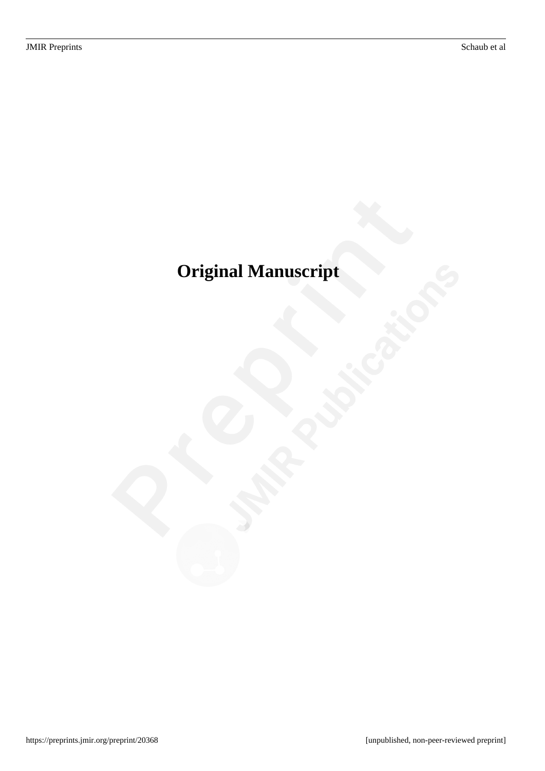# Original Manuscript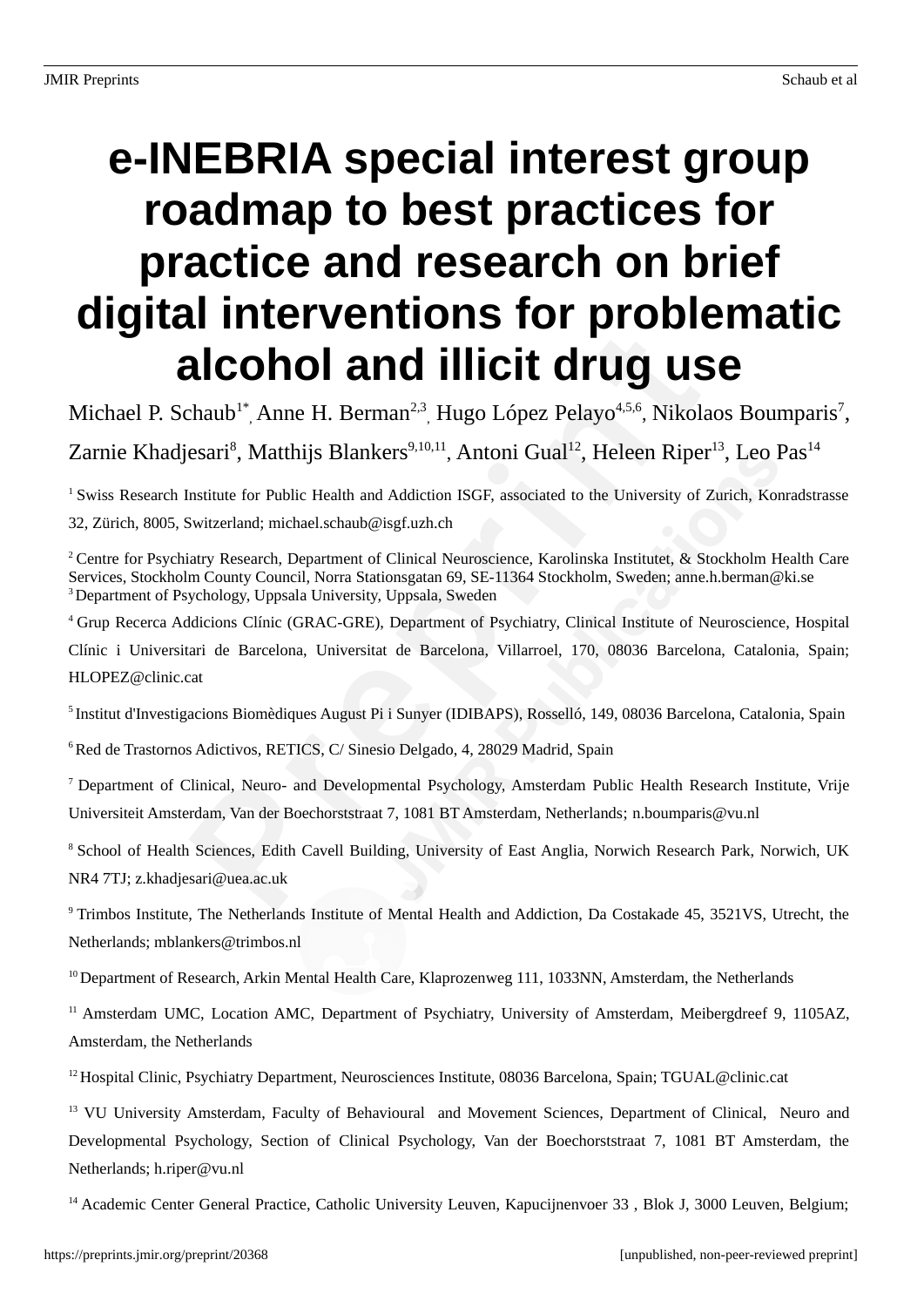# e-INEBRIA special interest group roadmap to best practices for practice and research on brief digital interventions for problematic alcohol and illicit drug use

Michael P. Schaub[1*], Anne H. Berman[2,3], Hugo López Pelayo[4,5,6], Nikolaos Boumparis[7], Zarnie Khadjesari[8], Matthijs Blankers[9,10,11], Antoni Gual[12], Heleen Riper[13], Leo Pas[14]

[1] Swiss Research Institute for Public Health and Addiction ISGF, associated to the University of Zurich, Konradstrasse 32, Zürich, 8005, Switzerland; michael.schaub@isgf.uzh.ch

[2] Centre for Psychiatry Research, Department of Clinical Neuroscience, Karolinska Institutet, & Stockholm Health Care Services, Stockholm County Council, Norra Stationsgatan 69, SE-11364 Stockholm, Sweden; anne.h.berman@ki.se

[3] Department of Psychology, Uppsala University, Uppsala, Sweden

[4] Grup Recerca Addicions Clínic (GRAC-GRE), Department of Psychiatry, Clinical Institute of Neuroscience, Hospital Clínic i Universitari de Barcelona, Universitat de Barcelona, Villarroel, 170, 08036 Barcelona, Catalonia, Spain; HLOPEZ@clinic.cat

[5] Institut d'Investigacions Biomèdiques August Pi i Sunyer (IDIBAPS), Rosselló, 149, 08036 Barcelona, Catalonia, Spain

[6] Red de Trastornos Adictivos, RETICS, C/ Sinesio Delgado, 4, 28029 Madrid, Spain

[7] Department of Clinical, Neuro- and Developmental Psychology, Amsterdam Public Health Research Institute, Vrije Universiteit Amsterdam, Van der Boechorststraat 7, 1081 BT Amsterdam, Netherlands; n.boumparis@vu.nl

[8] School of Health Sciences, Edith Cavell Building, University of East Anglia, Norwich Research Park, Norwich, UK NR4 7TJ; z.khadjesari@uea.ac.uk

[9] Trimbos Institute, The Netherlands Institute of Mental Health and Addiction, Da Costakade 45, 3521VS, Utrecht, the Netherlands; mblankers@trimbos.nl

[10] Department of Research, Arkin Mental Health Care, Klaprozenweg 111, 1033NN, Amsterdam, the Netherlands

[11] Amsterdam UMC, Location AMC, Department of Psychiatry, University of Amsterdam, Meibergdreef 9, 1105AZ, Amsterdam, the Netherlands

[12] Hospital Clinic, Psychiatry Department, Neurosciences Institute, 08036 Barcelona, Spain; TGUAL@clinic.cat

[13] VU University Amsterdam, Faculty of Behavioural and Movement Sciences, Department of Clinical, Neuro and Developmental Psychology, Section of Clinical Psychology, Van der Boechorststraat 7, 1081 BT Amsterdam, the Netherlands; h.riper@vu.nl

[14] Academic Center General Practice, Catholic University Leuven, Kapucijnenvoer 33 , Blok J, 3000 Leuven, Belgium;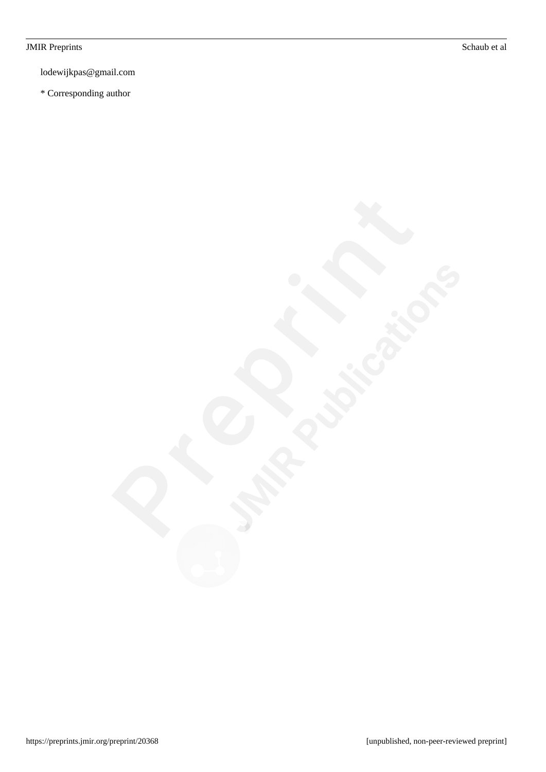lodewijkpas@gmail.com

* Corresponding author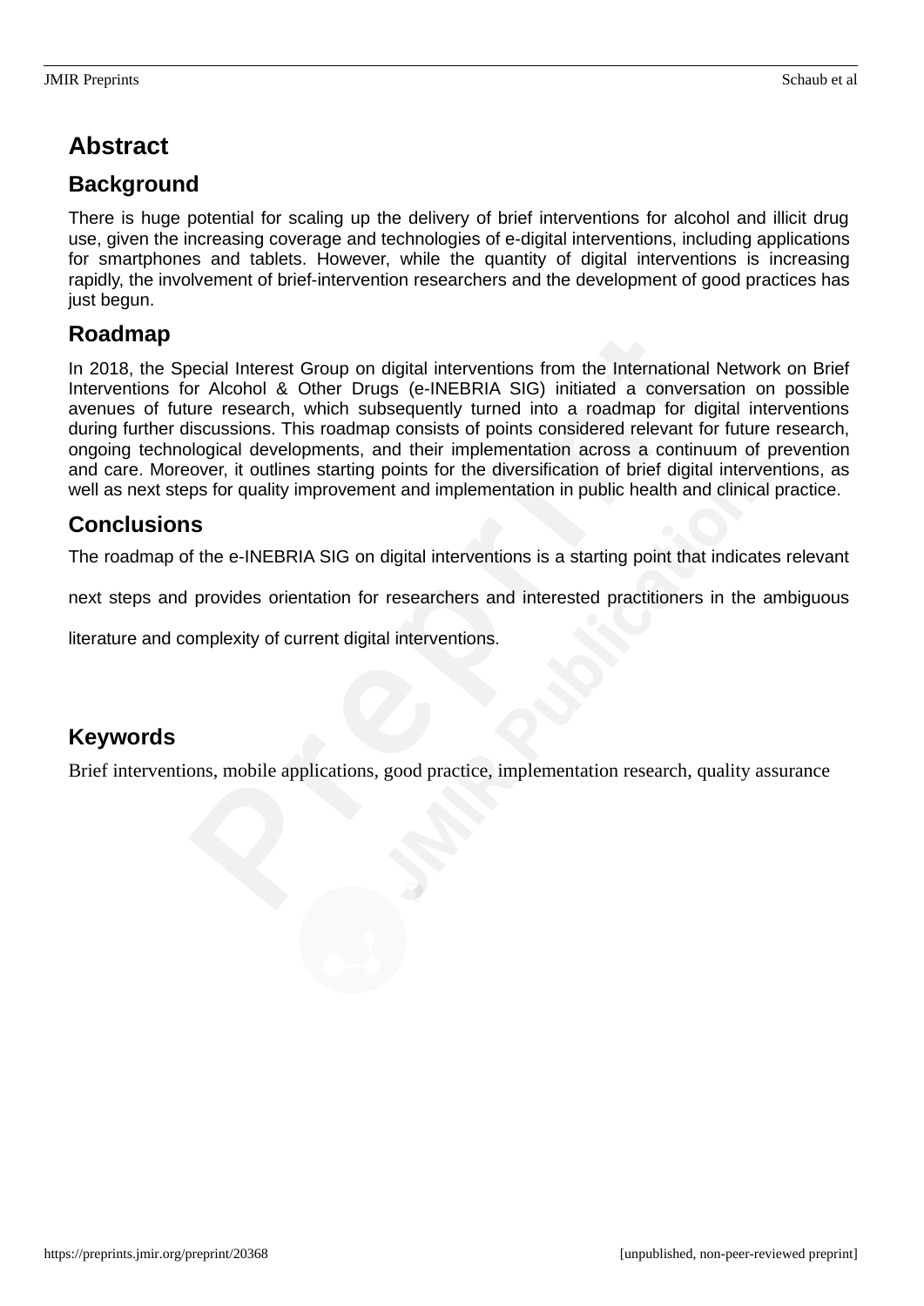# Abstract

## Background

There is huge potential for scaling up the delivery of brief interventions for alcohol and illicit drug use, given the increasing coverage and technologies of e-digital interventions, including applications for smartphones and tablets. However, while the quantity of digital interventions is increasing rapidly, the involvement of brief-intervention researchers and the development of good practices has just begun.

## Roadmap

In 2018, the Special Interest Group on digital interventions from the International Network on Brief Interventions for Alcohol & Other Drugs (e-INEBRIA SIG) initiated a conversation on possible avenues of future research, which subsequently turned into a roadmap for digital interventions during further discussions. This roadmap consists of points considered relevant for future research, ongoing technological developments, and their implementation across a continuum of prevention and care. Moreover, it outlines starting points for the diversification of brief digital interventions, as well as next steps for quality improvement and implementation in public health and clinical practice.

## Conclusions

The roadmap of the e-INEBRIA SIG on digital interventions is a starting point that indicates relevant next steps and provides orientation for researchers and interested practitioners in the ambiguous literature and complexity of current digital interventions.

## Keywords

Brief interventions, mobile applications, good practice, implementation research, quality assurance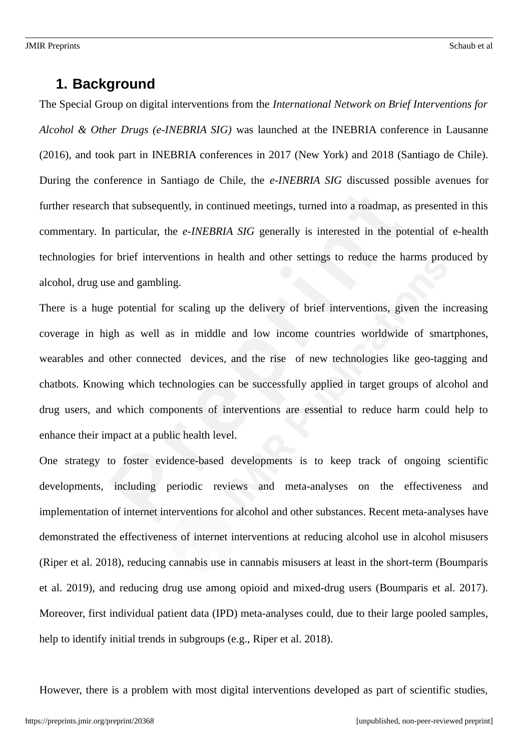## 1. Background

The Special Group on digital interventions from the *International Network on Brief Interventions for Alcohol & Other Drugs (e-INEBRIA SIG)* was launched at the INEBRIA conference in Lausanne (2016), and took part in INEBRIA conferences in 2017 (New York) and 2018 (Santiago de Chile). During the conference in Santiago de Chile, the *e-INEBRIA SIG* discussed possible avenues for further research that subsequently, in continued meetings, turned into a roadmap, as presented in this commentary. In particular, the *e-INEBRIA SIG* generally is interested in the potential of e-health technologies for brief interventions in health and other settings to reduce the harms produced by alcohol, drug use and gambling.

There is a huge potential for scaling up the delivery of brief interventions, given the increasing coverage in high as well as in middle and low income countries worldwide of smartphones, wearables and other connected devices, and the rise of new technologies like geo-tagging and chatbots. Knowing which technologies can be successfully applied in target groups of alcohol and drug users, and which components of interventions are essential to reduce harm could help to enhance their impact at a public health level.

One strategy to foster evidence-based developments is to keep track of ongoing scientific developments, including periodic reviews and meta-analyses on the effectiveness and implementation of internet interventions for alcohol and other substances. Recent meta-analyses have demonstrated the effectiveness of internet interventions at reducing alcohol use in alcohol misusers (Riper et al. 2018), reducing cannabis use in cannabis misusers at least in the short-term (Boumparis et al. 2019), and reducing drug use among opioid and mixed-drug users (Boumparis et al. 2017). Moreover, first individual patient data (IPD) meta-analyses could, due to their large pooled samples, help to identify initial trends in subgroups (e.g., Riper et al. 2018).

However, there is a problem with most digital interventions developed as part of scientific studies,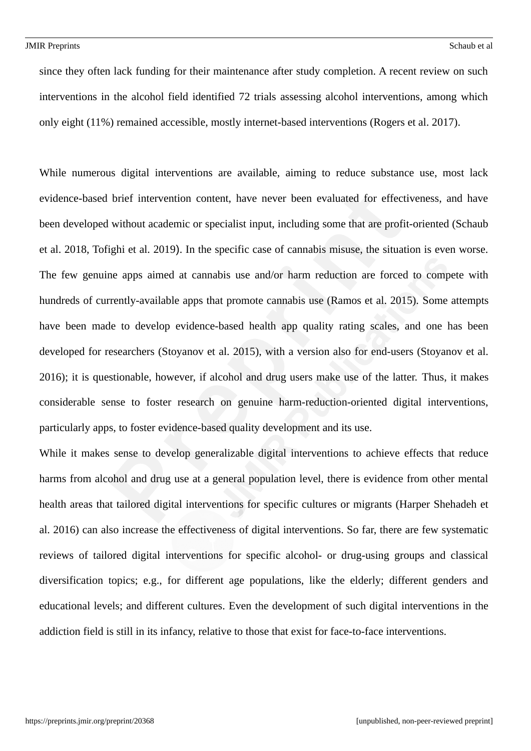since they often lack funding for their maintenance after study completion. A recent review on such interventions in the alcohol field identified 72 trials assessing alcohol interventions, among which only eight (11%) remained accessible, mostly internet-based interventions (Rogers et al. 2017).

While numerous digital interventions are available, aiming to reduce substance use, most lack evidence-based brief intervention content, have never been evaluated for effectiveness, and have been developed without academic or specialist input, including some that are profit-oriented (Schaub et al. 2018, Tofighi et al. 2019). In the specific case of cannabis misuse, the situation is even worse. The few genuine apps aimed at cannabis use and/or harm reduction are forced to compete with hundreds of currently-available apps that promote cannabis use (Ramos et al. 2015). Some attempts have been made to develop evidence-based health app quality rating scales, and one has been developed for researchers (Stoyanov et al. 2015), with a version also for end-users (Stoyanov et al. 2016); it is questionable, however, if alcohol and drug users make use of the latter. Thus, it makes considerable sense to foster research on genuine harm-reduction-oriented digital interventions, particularly apps, to foster evidence-based quality development and its use.

While it makes sense to develop generalizable digital interventions to achieve effects that reduce harms from alcohol and drug use at a general population level, there is evidence from other mental health areas that tailored digital interventions for specific cultures or migrants (Harper Shehadeh et al. 2016) can also increase the effectiveness of digital interventions. So far, there are few systematic reviews of tailored digital interventions for specific alcohol- or drug-using groups and classical diversification topics; e.g., for different age populations, like the elderly; different genders and educational levels; and different cultures. Even the development of such digital interventions in the addiction field is still in its infancy, relative to those that exist for face-to-face interventions.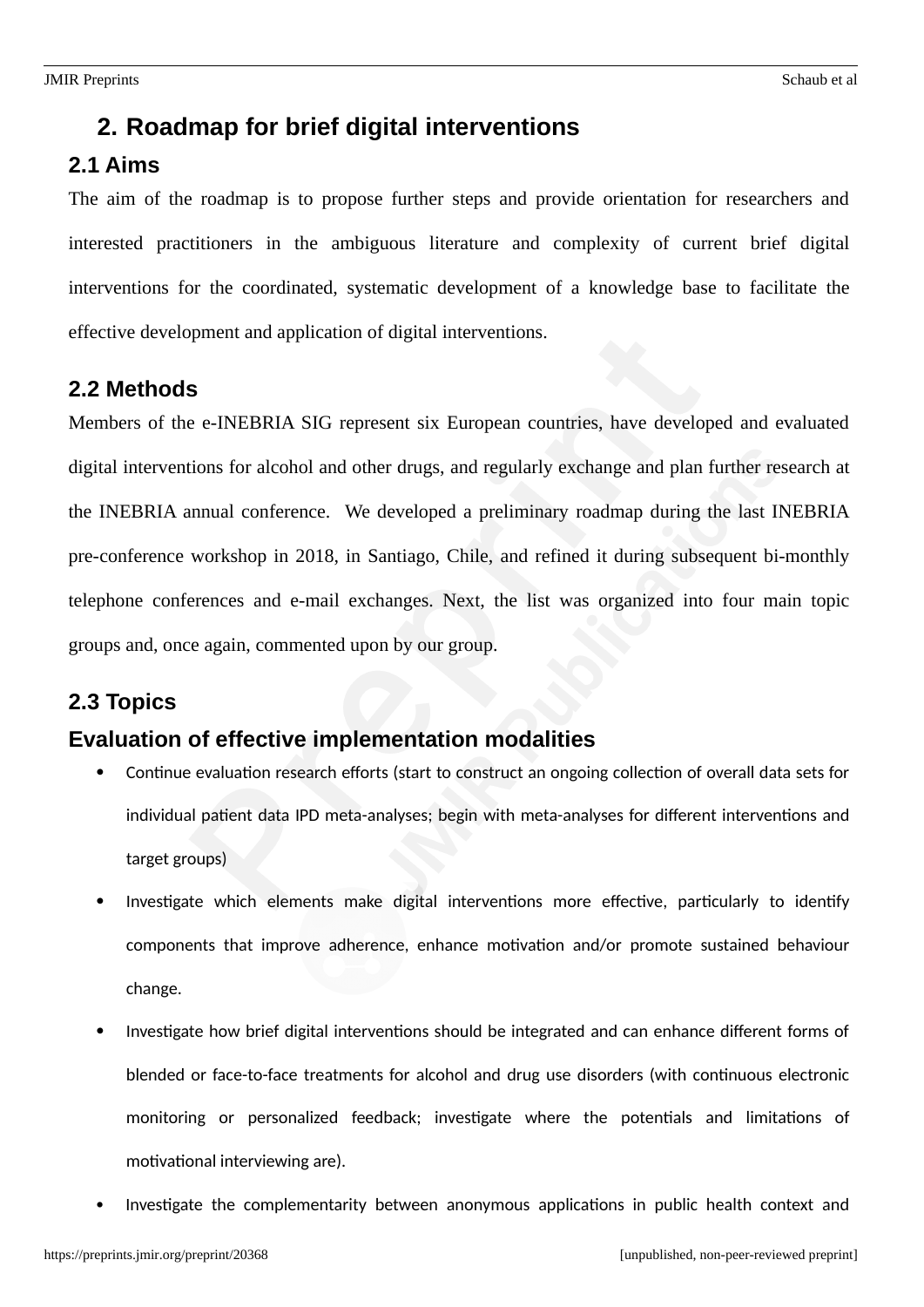# 2. Roadmap for brief digital interventions

## 2.1 Aims

The aim of the roadmap is to propose further steps and provide orientation for researchers and interested practitioners in the ambiguous literature and complexity of current brief digital interventions for the coordinated, systematic development of a knowledge base to facilitate the effective development and application of digital interventions.

## 2.2 Methods

Members of the e-INEBRIA SIG represent six European countries, have developed and evaluated digital interventions for alcohol and other drugs, and regularly exchange and plan further research at the INEBRIA annual conference. We developed a preliminary roadmap during the last INEBRIA pre-conference workshop in 2018, in Santiago, Chile, and refined it during subsequent bi-monthly telephone conferences and e-mail exchanges. Next, the list was organized into four main topic groups and, once again, commented upon by our group.

## 2.3 Topics

### Evaluation of effective implementation modalities

- Continue evaluation research efforts (start to construct an ongoing collection of overall data sets for individual patient data IPD meta-analyses; begin with meta-analyses for different interventions and target groups)
- Investigate which elements make digital interventions more effective, particularly to identify components that improve adherence, enhance motivation and/or promote sustained behaviour change.
- Investigate how brief digital interventions should be integrated and can enhance different forms of blended or face-to-face treatments for alcohol and drug use disorders (with continuous electronic monitoring or personalized feedback; investigate where the potentials and limitations of motivational interviewing are).
- Investigate the complementarity between anonymous applications in public health context and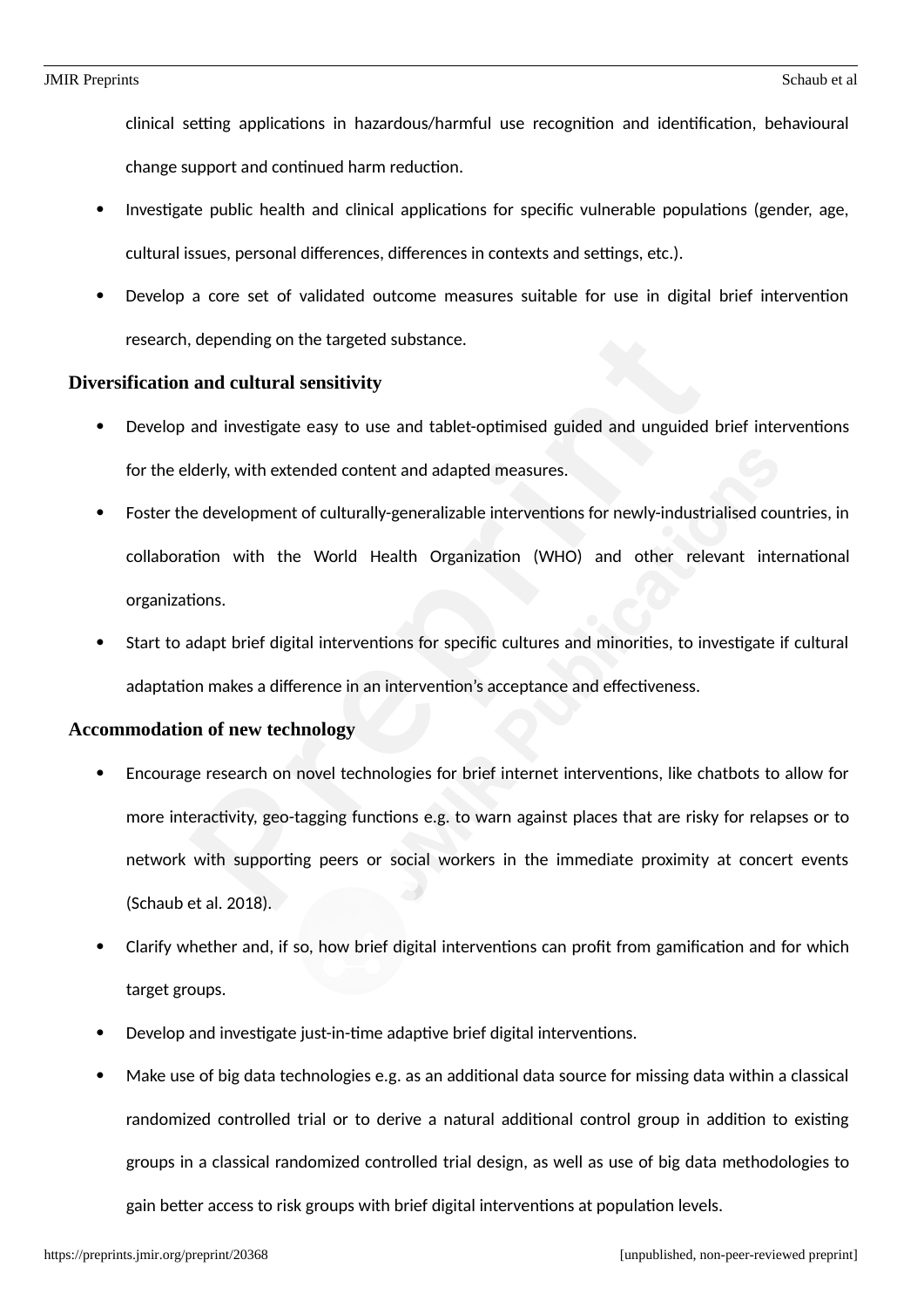clinical setting applications in hazardous/harmful use recognition and identification, behavioural change support and continued harm reduction.

- Investigate public health and clinical applications for specific vulnerable populations (gender, age, cultural issues, personal differences, differences in contexts and settings, etc.).
- Develop a core set of validated outcome measures suitable for use in digital brief intervention research, depending on the targeted substance.

**Diversification and cultural sensitivity**

- Develop and investigate easy to use and tablet-optimised guided and unguided brief interventions for the elderly, with extended content and adapted measures.
- Foster the development of culturally-generalizable interventions for newly-industrialised countries, in collaboration with the World Health Organization (WHO) and other relevant international organizations.
- Start to adapt brief digital interventions for specific cultures and minorities, to investigate if cultural adaptation makes a difference in an intervention's acceptance and effectiveness.

**Accommodation of new technology**

- Encourage research on novel technologies for brief internet interventions, like chatbots to allow for more interactivity, geo-tagging functions e.g. to warn against places that are risky for relapses or to network with supporting peers or social workers in the immediate proximity at concert events (Schaub et al. 2018).
- Clarify whether and, if so, how brief digital interventions can profit from gamification and for which target groups.
- Develop and investigate just-in-time adaptive brief digital interventions.
- Make use of big data technologies e.g. as an additional data source for missing data within a classical randomized controlled trial or to derive a natural additional control group in addition to existing groups in a classical randomized controlled trial design, as well as use of big data methodologies to gain better access to risk groups with brief digital interventions at population levels.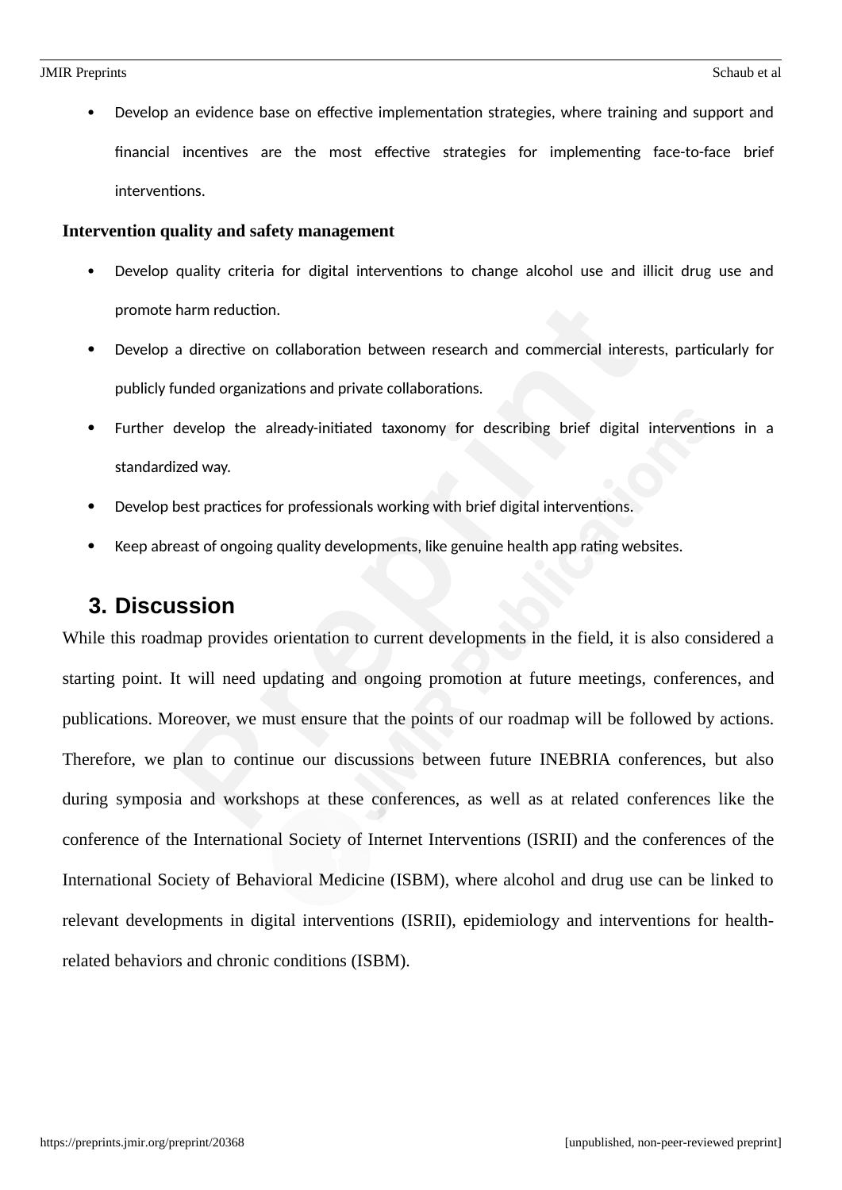- Develop an evidence base on effective implementation strategies, where training and support and financial incentives are the most effective strategies for implementing face-to-face brief interventions.

**Intervention quality and safety management**

- Develop quality criteria for digital interventions to change alcohol use and illicit drug use and promote harm reduction.
- Develop a directive on collaboration between research and commercial interests, particularly for publicly funded organizations and private collaborations.
- Further develop the already-initiated taxonomy for describing brief digital interventions in a standardized way.
- Develop best practices for professionals working with brief digital interventions.
- Keep abreast of ongoing quality developments, like genuine health app rating websites.

## 3. Discussion

While this roadmap provides orientation to current developments in the field, it is also considered a starting point. It will need updating and ongoing promotion at future meetings, conferences, and publications. Moreover, we must ensure that the points of our roadmap will be followed by actions. Therefore, we plan to continue our discussions between future INEBRIA conferences, but also during symposia and workshops at these conferences, as well as at related conferences like the conference of the International Society of Internet Interventions (ISRII) and the conferences of the International Society of Behavioral Medicine (ISBM), where alcohol and drug use can be linked to relevant developments in digital interventions (ISRII), epidemiology and interventions for health-related behaviors and chronic conditions (ISBM).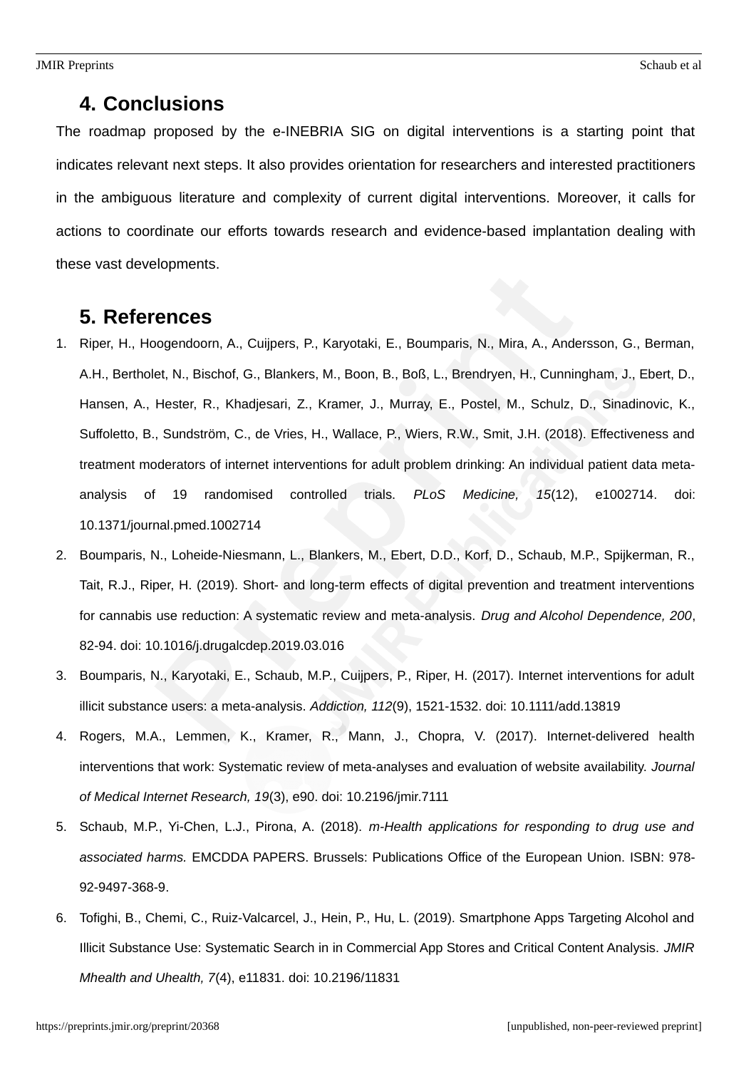## 4. Conclusions

The roadmap proposed by the e-INEBRIA SIG on digital interventions is a starting point that indicates relevant next steps. It also provides orientation for researchers and interested practitioners in the ambiguous literature and complexity of current digital interventions. Moreover, it calls for actions to coordinate our efforts towards research and evidence-based implantation dealing with these vast developments.

## 5. References

1. Riper, H., Hoogendoorn, A., Cuijpers, P., Karyotaki, E., Boumparis, N., Mira, A., Andersson, G., Berman, A.H., Bertholet, N., Bischof, G., Blankers, M., Boon, B., Boß, L., Brendryen, H., Cunningham, J., Ebert, D., Hansen, A., Hester, R., Khadjesari, Z., Kramer, J., Murray, E., Postel, M., Schulz, D., Sinadinovic, K., Suffoletto, B., Sundström, C., de Vries, H., Wallace, P., Wiers, R.W., Smit, J.H. (2018). Effectiveness and treatment moderators of internet interventions for adult problem drinking: An individual patient data meta-analysis of 19 randomised controlled trials. *PLoS Medicine, 15*(12), e1002714. doi: 10.1371/journal.pmed.1002714
2. Boumparis, N., Loheide-Niesmann, L., Blankers, M., Ebert, D.D., Korf, D., Schaub, M.P., Spijkerman, R., Tait, R.J., Riper, H. (2019). Short- and long-term effects of digital prevention and treatment interventions for cannabis use reduction: A systematic review and meta-analysis. *Drug and Alcohol Dependence, 200*, 82-94. doi: 10.1016/j.drugalcdep.2019.03.016
3. Boumparis, N., Karyotaki, E., Schaub, M.P., Cuijpers, P., Riper, H. (2017). Internet interventions for adult illicit substance users: a meta-analysis. *Addiction, 112*(9), 1521-1532. doi: 10.1111/add.13819
4. Rogers, M.A., Lemmen, K., Kramer, R., Mann, J., Chopra, V. (2017). Internet-delivered health interventions that work: Systematic review of meta-analyses and evaluation of website availability. *Journal of Medical Internet Research, 19*(3), e90. doi: 10.2196/jmir.7111
5. Schaub, M.P., Yi-Chen, L.J., Pirona, A. (2018). *m-Health applications for responding to drug use and associated harms.* EMCDDA PAPERS. Brussels: Publications Office of the European Union. ISBN: 978-92-9497-368-9.
6. Tofighi, B., Chemi, C., Ruiz-Valcarcel, J., Hein, P., Hu, L. (2019). Smartphone Apps Targeting Alcohol and Illicit Substance Use: Systematic Search in in Commercial App Stores and Critical Content Analysis. *JMIR Mhealth and Uhealth, 7*(4), e11831. doi: 10.2196/11831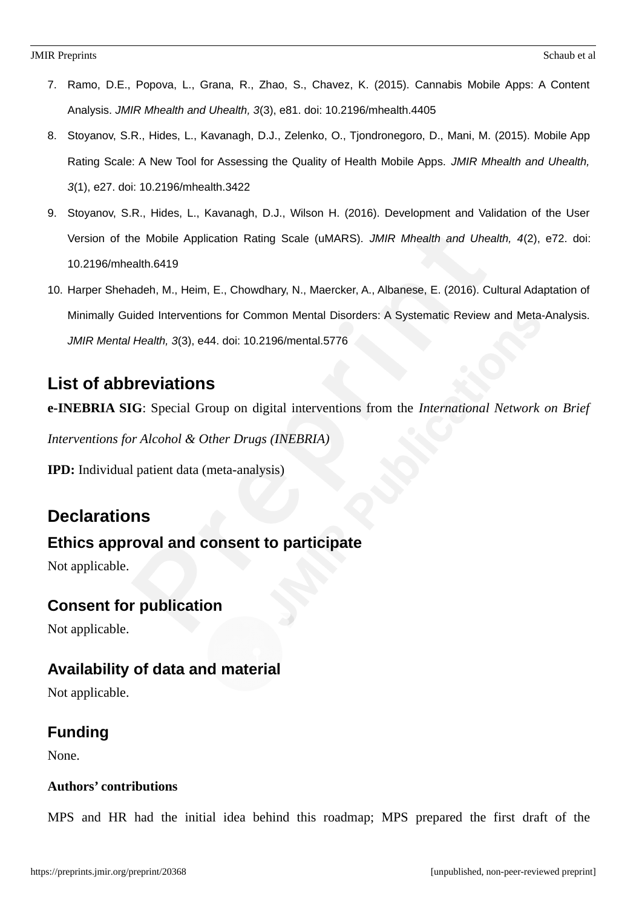7. Ramo, D.E., Popova, L., Grana, R., Zhao, S., Chavez, K. (2015). Cannabis Mobile Apps: A Content Analysis. *JMIR Mhealth and Uhealth, 3*(3), e81. doi: 10.2196/mhealth.4405
8. Stoyanov, S.R., Hides, L., Kavanagh, D.J., Zelenko, O., Tjondronegoro, D., Mani, M. (2015). Mobile App Rating Scale: A New Tool for Assessing the Quality of Health Mobile Apps. *JMIR Mhealth and Uhealth, 3*(1), e27. doi: 10.2196/mhealth.3422
9. Stoyanov, S.R., Hides, L., Kavanagh, D.J., Wilson H. (2016). Development and Validation of the User Version of the Mobile Application Rating Scale (uMARS). *JMIR Mhealth and Uhealth, 4*(2), e72. doi: 10.2196/mhealth.6419
10. Harper Shehadeh, M., Heim, E., Chowdhary, N., Maercker, A., Albanese, E. (2016). Cultural Adaptation of Minimally Guided Interventions for Common Mental Disorders: A Systematic Review and Meta-Analysis. *JMIR Mental Health, 3*(3), e44. doi: 10.2196/mental.5776

## List of abbreviations

**e-INEBRIA SIG**: Special Group on digital interventions from the *International Network on Brief Interventions for Alcohol & Other Drugs (INEBRIA)*

**IPD:** Individual patient data (meta-analysis)

## Declarations

### Ethics approval and consent to participate

Not applicable.

### Consent for publication

Not applicable.

### Availability of data and material

Not applicable.

### Funding

None.

#### Authors' contributions

MPS and HR had the initial idea behind this roadmap; MPS prepared the first draft of the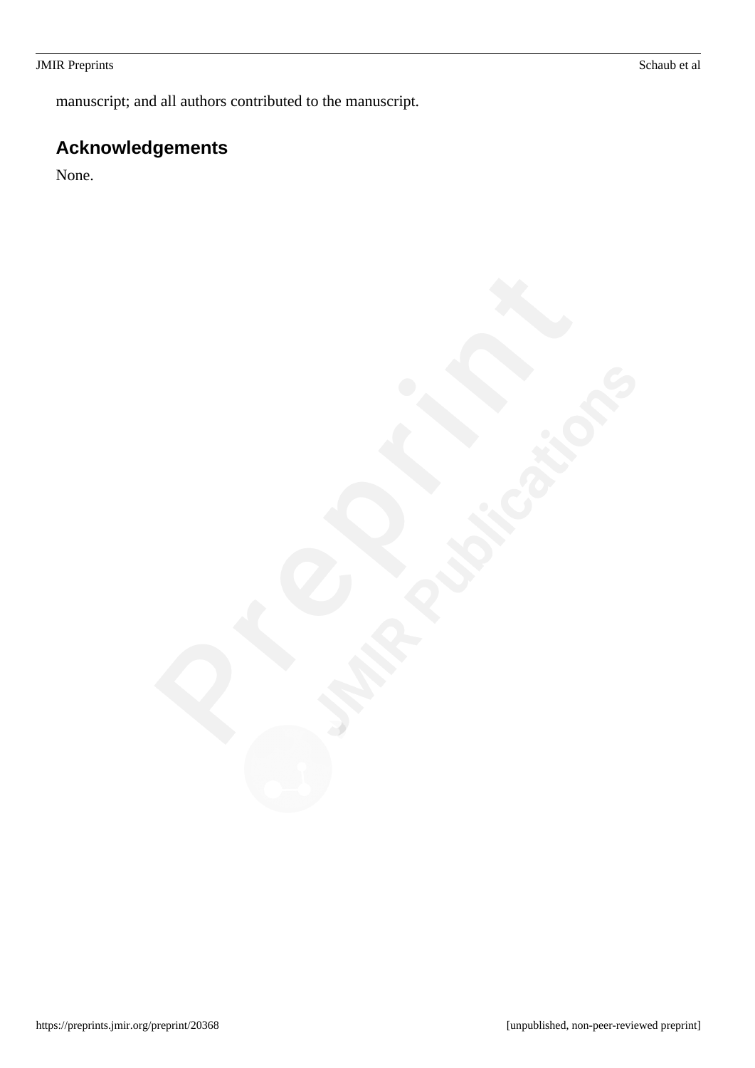manuscript; and all authors contributed to the manuscript.

## Acknowledgements

None.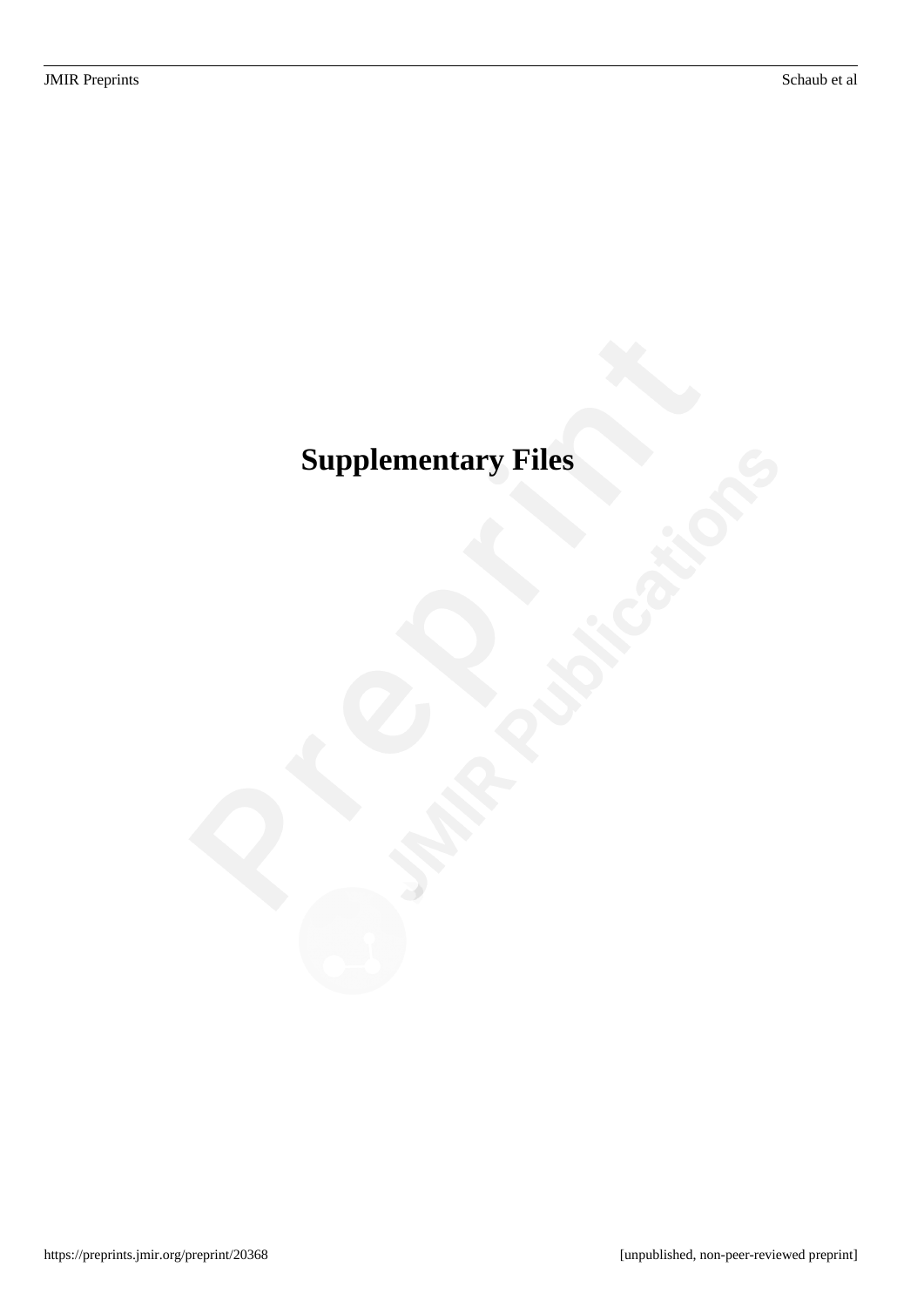# Supplementary Files